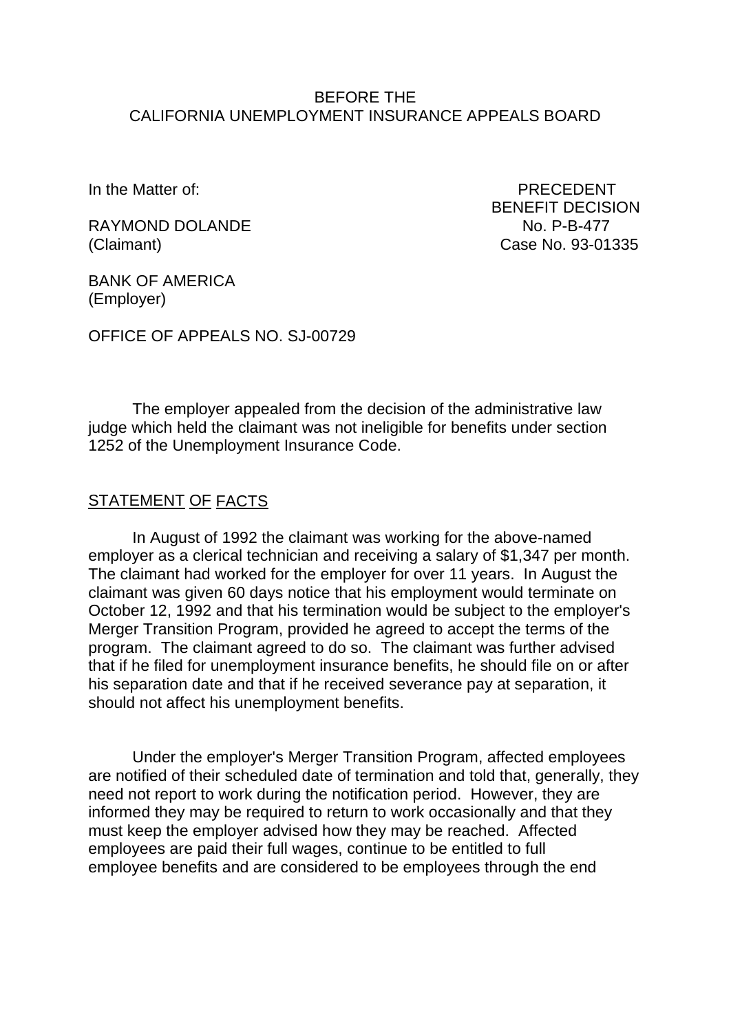BEFORE THE
CALIFORNIA UNEMPLOYMENT INSURANCE APPEALS BOARD

In the Matter of:

RAYMOND DOLANDE
(Claimant)

BANK OF AMERICA
(Employer)

PRECEDENT
BENEFIT DECISION
No. P-B-477
Case No. 93-01335

OFFICE OF APPEALS NO. SJ-00729

The employer appealed from the decision of the administrative law judge which held the claimant was not ineligible for benefits under section 1252 of the Unemployment Insurance Code.

## STATEMENT OF FACTS

In August of 1992 the claimant was working for the above-named employer as a clerical technician and receiving a salary of $1,347 per month. The claimant had worked for the employer for over 11 years. In August the claimant was given 60 days notice that his employment would terminate on October 12, 1992 and that his termination would be subject to the employer's Merger Transition Program, provided he agreed to accept the terms of the program. The claimant agreed to do so. The claimant was further advised that if he filed for unemployment insurance benefits, he should file on or after his separation date and that if he received severance pay at separation, it should not affect his unemployment benefits.

Under the employer's Merger Transition Program, affected employees are notified of their scheduled date of termination and told that, generally, they need not report to work during the notification period. However, they are informed they may be required to return to work occasionally and that they must keep the employer advised how they may be reached. Affected employees are paid their full wages, continue to be entitled to full employee benefits and are considered to be employees through the end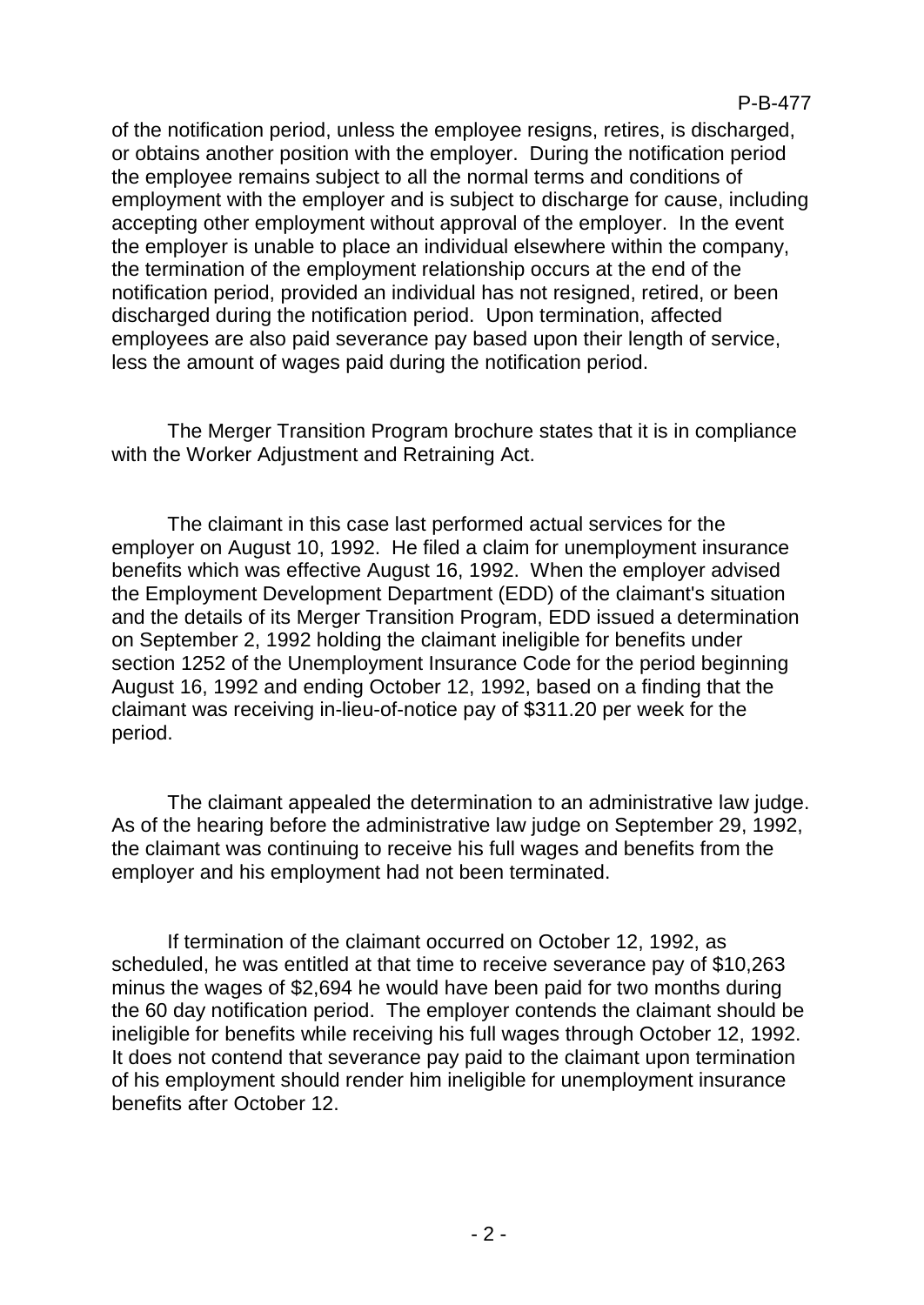of the notification period, unless the employee resigns, retires, is discharged, or obtains another position with the employer. During the notification period the employee remains subject to all the normal terms and conditions of employment with the employer and is subject to discharge for cause, including accepting other employment without approval of the employer. In the event the employer is unable to place an individual elsewhere within the company, the termination of the employment relationship occurs at the end of the notification period, provided an individual has not resigned, retired, or been discharged during the notification period. Upon termination, affected employees are also paid severance pay based upon their length of service, less the amount of wages paid during the notification period.

The Merger Transition Program brochure states that it is in compliance with the Worker Adjustment and Retraining Act.

The claimant in this case last performed actual services for the employer on August 10, 1992. He filed a claim for unemployment insurance benefits which was effective August 16, 1992. When the employer advised the Employment Development Department (EDD) of the claimant's situation and the details of its Merger Transition Program, EDD issued a determination on September 2, 1992 holding the claimant ineligible for benefits under section 1252 of the Unemployment Insurance Code for the period beginning August 16, 1992 and ending October 12, 1992, based on a finding that the claimant was receiving in-lieu-of-notice pay of $311.20 per week for the period.

The claimant appealed the determination to an administrative law judge. As of the hearing before the administrative law judge on September 29, 1992, the claimant was continuing to receive his full wages and benefits from the employer and his employment had not been terminated.

If termination of the claimant occurred on October 12, 1992, as scheduled, he was entitled at that time to receive severance pay of $10,263 minus the wages of $2,694 he would have been paid for two months during the 60 day notification period. The employer contends the claimant should be ineligible for benefits while receiving his full wages through October 12, 1992. It does not contend that severance pay paid to the claimant upon termination of his employment should render him ineligible for unemployment insurance benefits after October 12.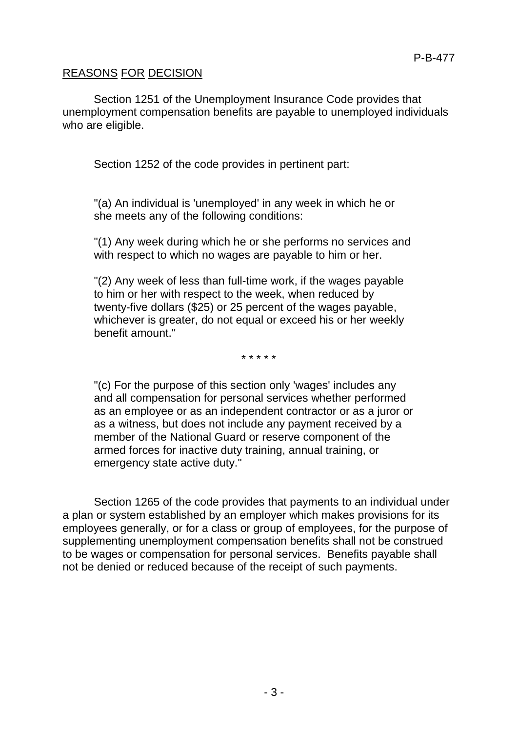REASONS FOR DECISION

Section 1251 of the Unemployment Insurance Code provides that unemployment compensation benefits are payable to unemployed individuals who are eligible.

Section 1252 of the code provides in pertinent part:

> "(a) An individual is 'unemployed' in any week in which he or she meets any of the following conditions:
>
> "(1) Any week during which he or she performs no services and with respect to which no wages are payable to him or her.
>
> "(2) Any week of less than full-time work, if the wages payable to him or her with respect to the week, when reduced by twenty-five dollars ($25) or 25 percent of the wages payable, whichever is greater, do not equal or exceed his or her weekly benefit amount."
>
> * * * * *
>
> "(c) For the purpose of this section only 'wages' includes any and all compensation for personal services whether performed as an employee or as an independent contractor or as a juror or as a witness, but does not include any payment received by a member of the National Guard or reserve component of the armed forces for inactive duty training, annual training, or emergency state active duty."

Section 1265 of the code provides that payments to an individual under a plan or system established by an employer which makes provisions for its employees generally, or for a class or group of employees, for the purpose of supplementing unemployment compensation benefits shall not be construed to be wages or compensation for personal services. Benefits payable shall not be denied or reduced because of the receipt of such payments.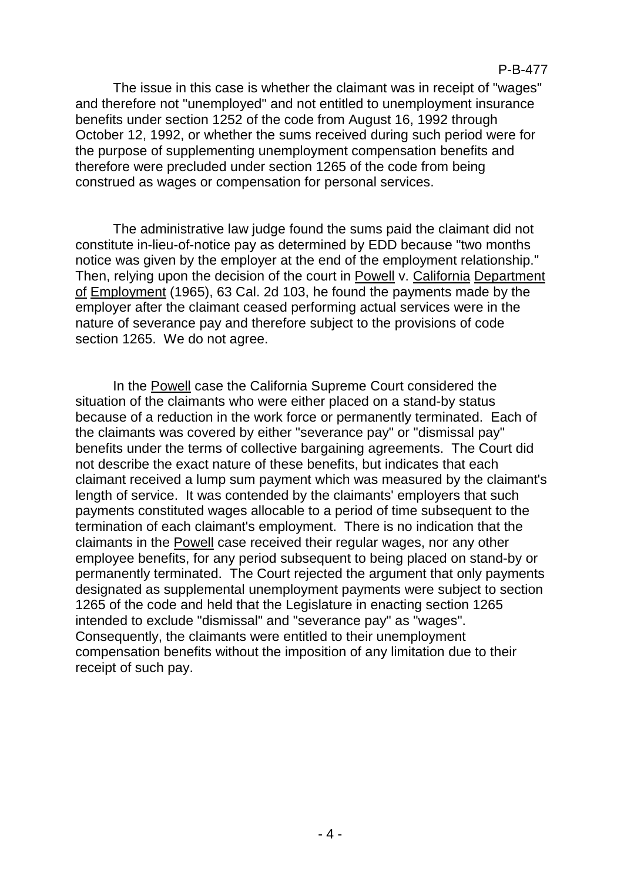The issue in this case is whether the claimant was in receipt of "wages" and therefore not "unemployed" and not entitled to unemployment insurance benefits under section 1252 of the code from August 16, 1992 through October 12, 1992, or whether the sums received during such period were for the purpose of supplementing unemployment compensation benefits and therefore were precluded under section 1265 of the code from being construed as wages or compensation for personal services.

The administrative law judge found the sums paid the claimant did not constitute in-lieu-of-notice pay as determined by EDD because "two months notice was given by the employer at the end of the employment relationship." Then, relying upon the decision of the court in Powell v. California Department of Employment (1965), 63 Cal. 2d 103, he found the payments made by the employer after the claimant ceased performing actual services were in the nature of severance pay and therefore subject to the provisions of code section 1265. We do not agree.

In the Powell case the California Supreme Court considered the situation of the claimants who were either placed on a stand-by status because of a reduction in the work force or permanently terminated. Each of the claimants was covered by either "severance pay" or "dismissal pay" benefits under the terms of collective bargaining agreements. The Court did not describe the exact nature of these benefits, but indicates that each claimant received a lump sum payment which was measured by the claimant's length of service. It was contended by the claimants' employers that such payments constituted wages allocable to a period of time subsequent to the termination of each claimant's employment. There is no indication that the claimants in the Powell case received their regular wages, nor any other employee benefits, for any period subsequent to being placed on stand-by or permanently terminated. The Court rejected the argument that only payments designated as supplemental unemployment payments were subject to section 1265 of the code and held that the Legislature in enacting section 1265 intended to exclude "dismissal" and "severance pay" as "wages". Consequently, the claimants were entitled to their unemployment compensation benefits without the imposition of any limitation due to their receipt of such pay.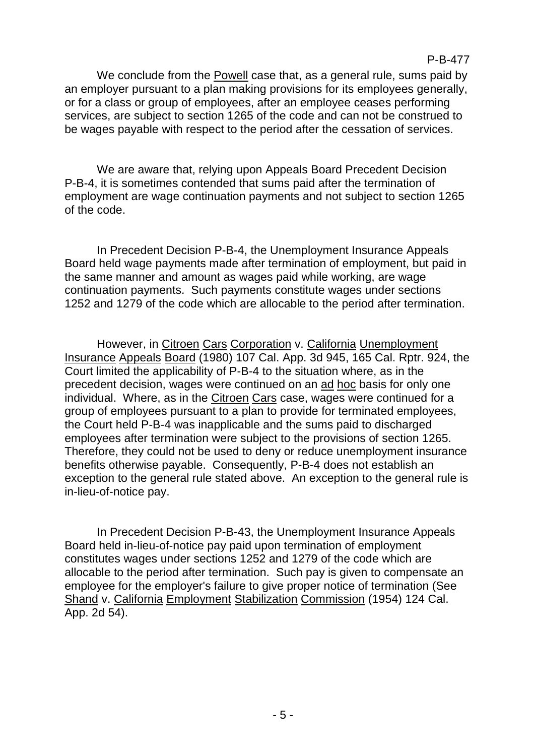We conclude from the Powell case that, as a general rule, sums paid by an employer pursuant to a plan making provisions for its employees generally, or for a class or group of employees, after an employee ceases performing services, are subject to section 1265 of the code and can not be construed to be wages payable with respect to the period after the cessation of services.

We are aware that, relying upon Appeals Board Precedent Decision P-B-4, it is sometimes contended that sums paid after the termination of employment are wage continuation payments and not subject to section 1265 of the code.

In Precedent Decision P-B-4, the Unemployment Insurance Appeals Board held wage payments made after termination of employment, but paid in the same manner and amount as wages paid while working, are wage continuation payments. Such payments constitute wages under sections 1252 and 1279 of the code which are allocable to the period after termination.

However, in Citroen Cars Corporation v. California Unemployment Insurance Appeals Board (1980) 107 Cal. App. 3d 945, 165 Cal. Rptr. 924, the Court limited the applicability of P-B-4 to the situation where, as in the precedent decision, wages were continued on an ad hoc basis for only one individual. Where, as in the Citroen Cars case, wages were continued for a group of employees pursuant to a plan to provide for terminated employees, the Court held P-B-4 was inapplicable and the sums paid to discharged employees after termination were subject to the provisions of section 1265. Therefore, they could not be used to deny or reduce unemployment insurance benefits otherwise payable. Consequently, P-B-4 does not establish an exception to the general rule stated above. An exception to the general rule is in-lieu-of-notice pay.

In Precedent Decision P-B-43, the Unemployment Insurance Appeals Board held in-lieu-of-notice pay paid upon termination of employment constitutes wages under sections 1252 and 1279 of the code which are allocable to the period after termination. Such pay is given to compensate an employee for the employer's failure to give proper notice of termination (See Shand v. California Employment Stabilization Commission (1954) 124 Cal. App. 2d 54).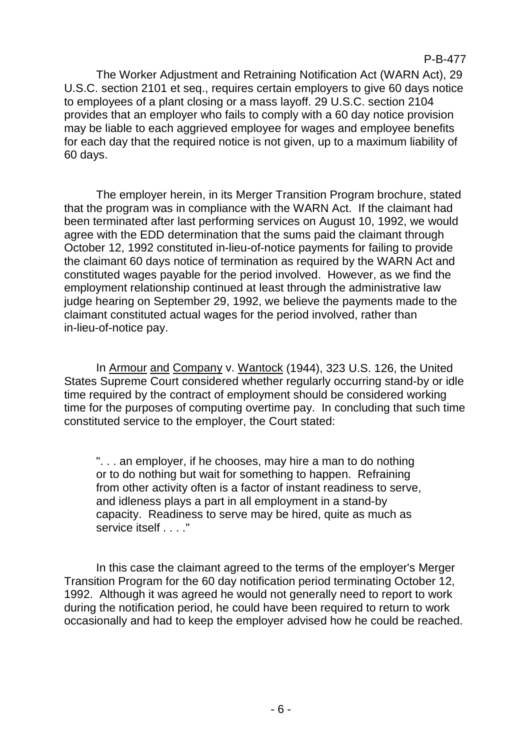The Worker Adjustment and Retraining Notification Act (WARN Act), 29 U.S.C. section 2101 et seq., requires certain employers to give 60 days notice to employees of a plant closing or a mass layoff. 29 U.S.C. section 2104 provides that an employer who fails to comply with a 60 day notice provision may be liable to each aggrieved employee for wages and employee benefits for each day that the required notice is not given, up to a maximum liability of 60 days.

The employer herein, in its Merger Transition Program brochure, stated that the program was in compliance with the WARN Act. If the claimant had been terminated after last performing services on August 10, 1992, we would agree with the EDD determination that the sums paid the claimant through October 12, 1992 constituted in-lieu-of-notice payments for failing to provide the claimant 60 days notice of termination as required by the WARN Act and constituted wages payable for the period involved. However, as we find the employment relationship continued at least through the administrative law judge hearing on September 29, 1992, we believe the payments made to the claimant constituted actual wages for the period involved, rather than in-lieu-of-notice pay.

In Armour and Company v. Wantock (1944), 323 U.S. 126, the United States Supreme Court considered whether regularly occurring stand-by or idle time required by the contract of employment should be considered working time for the purposes of computing overtime pay. In concluding that such time constituted service to the employer, the Court stated:

> ". . . an employer, if he chooses, may hire a man to do nothing or to do nothing but wait for something to happen. Refraining from other activity often is a factor of instant readiness to serve, and idleness plays a part in all employment in a stand-by capacity. Readiness to serve may be hired, quite as much as service itself . . . ."

In this case the claimant agreed to the terms of the employer's Merger Transition Program for the 60 day notification period terminating October 12, 1992. Although it was agreed he would not generally need to report to work during the notification period, he could have been required to return to work occasionally and had to keep the employer advised how he could be reached.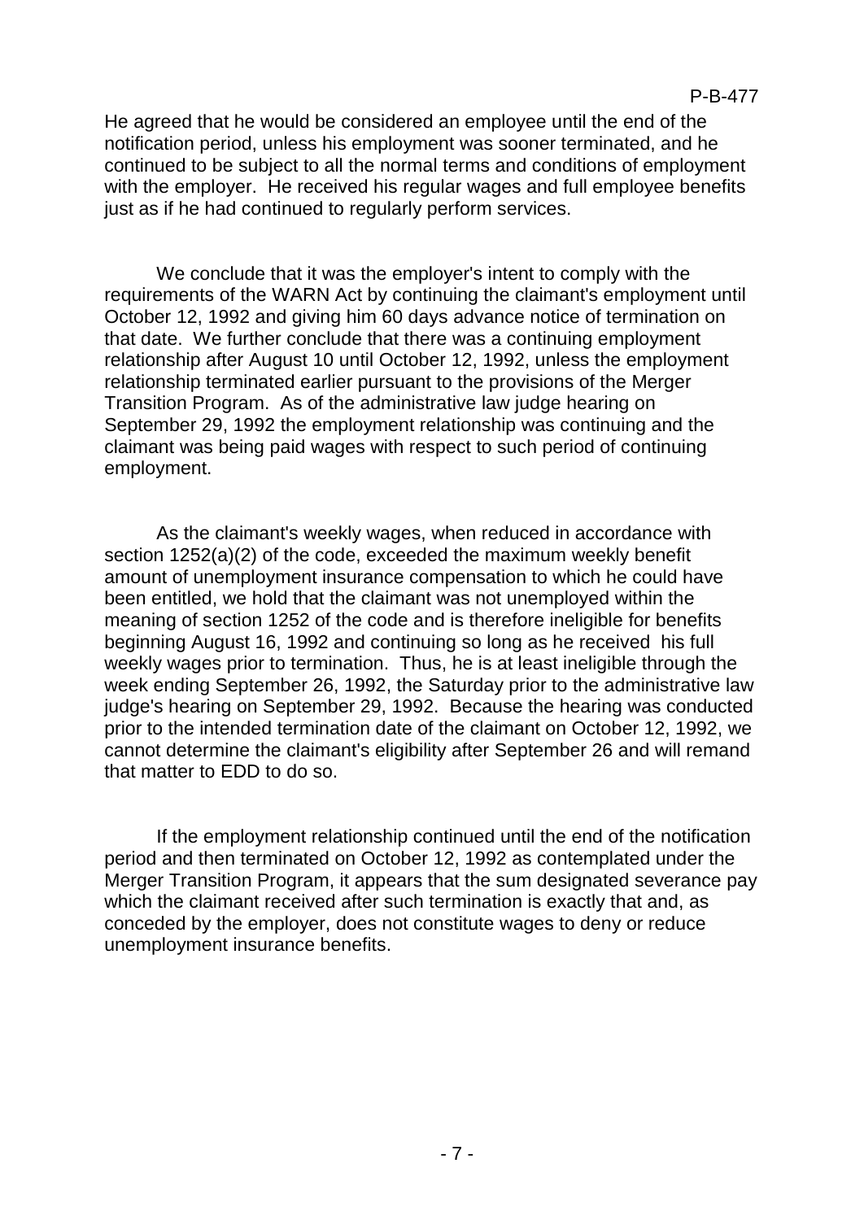He agreed that he would be considered an employee until the end of the notification period, unless his employment was sooner terminated, and he continued to be subject to all the normal terms and conditions of employment with the employer. He received his regular wages and full employee benefits just as if he had continued to regularly perform services.

We conclude that it was the employer's intent to comply with the requirements of the WARN Act by continuing the claimant's employment until October 12, 1992 and giving him 60 days advance notice of termination on that date. We further conclude that there was a continuing employment relationship after August 10 until October 12, 1992, unless the employment relationship terminated earlier pursuant to the provisions of the Merger Transition Program. As of the administrative law judge hearing on September 29, 1992 the employment relationship was continuing and the claimant was being paid wages with respect to such period of continuing employment.

As the claimant's weekly wages, when reduced in accordance with section 1252(a)(2) of the code, exceeded the maximum weekly benefit amount of unemployment insurance compensation to which he could have been entitled, we hold that the claimant was not unemployed within the meaning of section 1252 of the code and is therefore ineligible for benefits beginning August 16, 1992 and continuing so long as he received his full weekly wages prior to termination. Thus, he is at least ineligible through the week ending September 26, 1992, the Saturday prior to the administrative law judge's hearing on September 29, 1992. Because the hearing was conducted prior to the intended termination date of the claimant on October 12, 1992, we cannot determine the claimant's eligibility after September 26 and will remand that matter to EDD to do so.

If the employment relationship continued until the end of the notification period and then terminated on October 12, 1992 as contemplated under the Merger Transition Program, it appears that the sum designated severance pay which the claimant received after such termination is exactly that and, as conceded by the employer, does not constitute wages to deny or reduce unemployment insurance benefits.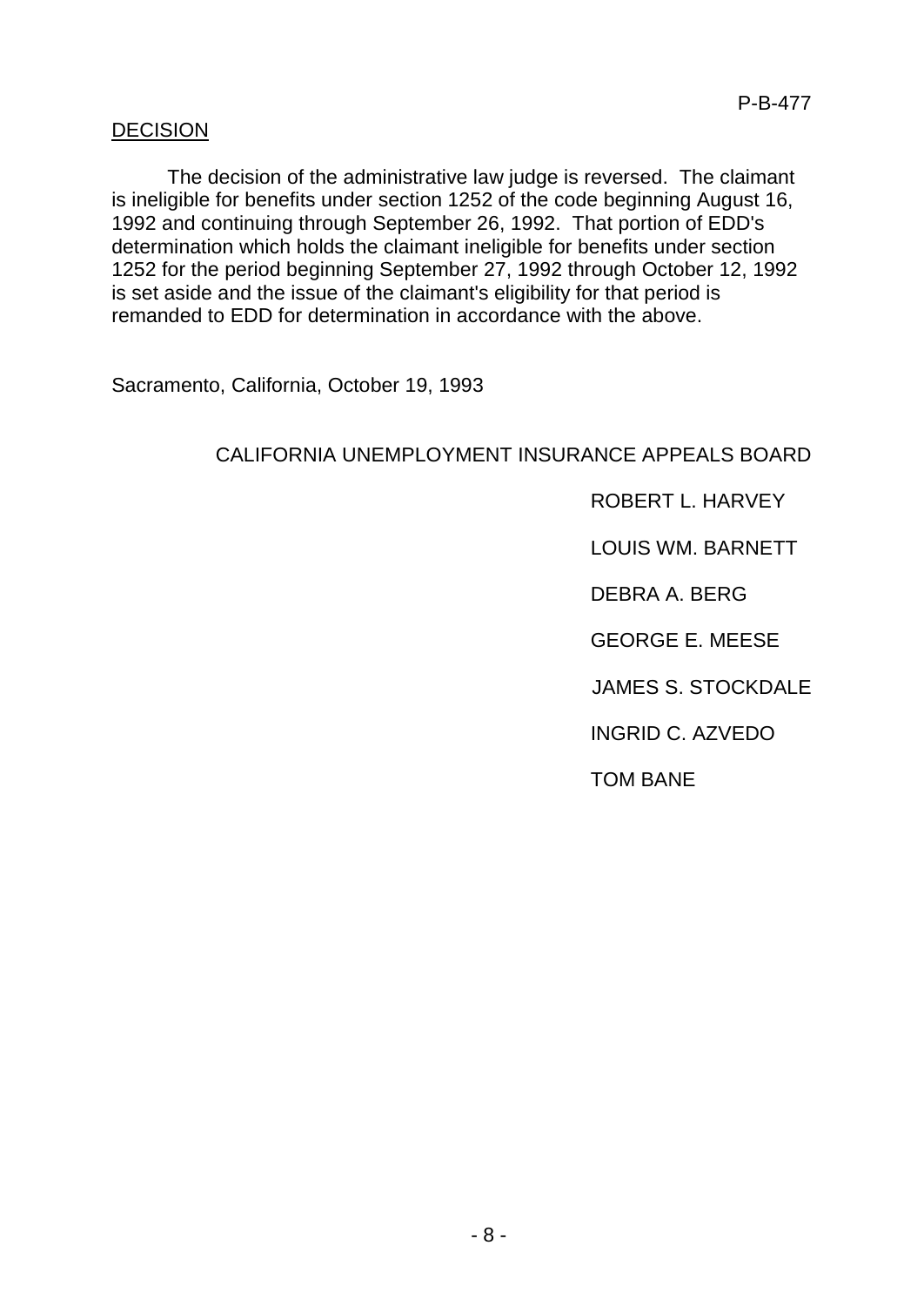## DECISION

The decision of the administrative law judge is reversed. The claimant is ineligible for benefits under section 1252 of the code beginning August 16, 1992 and continuing through September 26, 1992. That portion of EDD's determination which holds the claimant ineligible for benefits under section 1252 for the period beginning September 27, 1992 through October 12, 1992 is set aside and the issue of the claimant's eligibility for that period is remanded to EDD for determination in accordance with the above.

Sacramento, California, October 19, 1993

CALIFORNIA UNEMPLOYMENT INSURANCE APPEALS BOARD

ROBERT L. HARVEY

LOUIS WM. BARNETT

DEBRA A. BERG

GEORGE E. MEESE

JAMES S. STOCKDALE

INGRID C. AZVEDO

TOM BANE